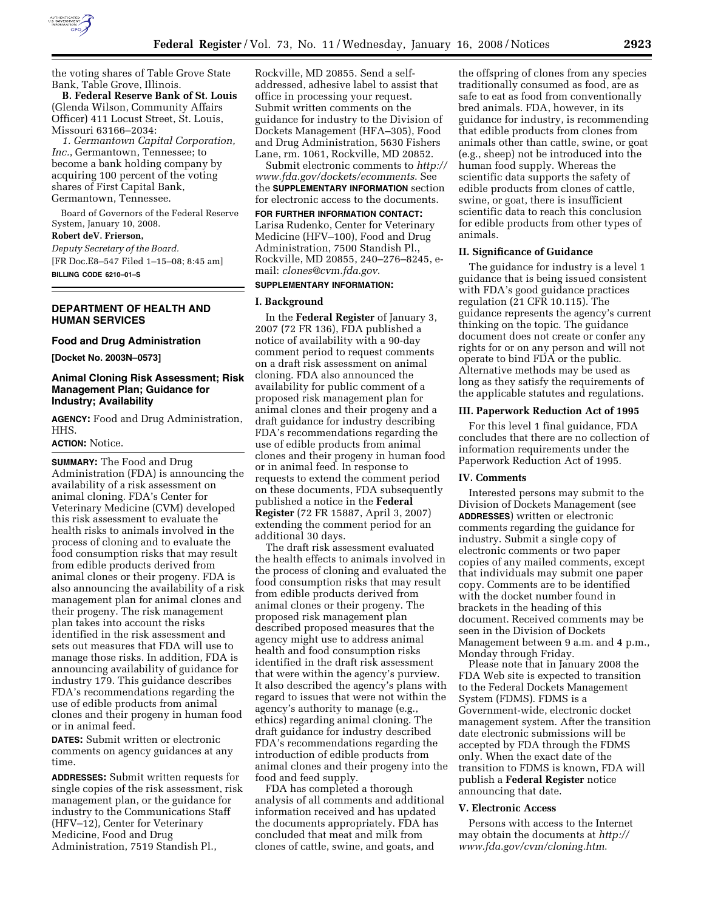the voting shares of Table Grove State Bank, Table Grove, Illinois.

**B. Federal Reserve Bank of St. Louis** (Glenda Wilson, Community Affairs Officer) 411 Locust Street, St. Louis, Missouri 63166–2034:

*1. Germantown Capital Corporation, Inc.*, Germantown, Tennessee; to become a bank holding company by acquiring 100 percent of the voting shares of First Capital Bank, Germantown, Tennessee.

Board of Governors of the Federal Reserve System, January 10, 2008.

**Robert deV. Frierson,**

*Deputy Secretary of the Board.*

[FR Doc.E8–547 Filed 1–15–08; 8:45 am]

**BILLING CODE 6210–01–S**

## DEPARTMENT OF HEALTH AND HUMAN SERVICES

### Food and Drug Administration

**[Docket No. 2003N–0573]**

### Animal Cloning Risk Assessment; Risk Management Plan; Guidance for Industry; Availability

**AGENCY:** Food and Drug Administration, HHS.

**ACTION:** Notice.

**SUMMARY:** The Food and Drug Administration (FDA) is announcing the availability of a risk assessment on animal cloning. FDA's Center for Veterinary Medicine (CVM) developed this risk assessment to evaluate the health risks to animals involved in the process of cloning and to evaluate the food consumption risks that may result from edible products derived from animal clones or their progeny. FDA is also announcing the availability of a risk management plan for animal clones and their progeny. The risk management plan takes into account the risks identified in the risk assessment and sets out measures that FDA will use to manage those risks. In addition, FDA is announcing availability of guidance for industry 179. This guidance describes FDA's recommendations regarding the use of edible products from animal clones and their progeny in human food or in animal feed.

**DATES:** Submit written or electronic comments on agency guidances at any time.

**ADDRESSES:** Submit written requests for single copies of the risk assessment, risk management plan, or the guidance for industry to the Communications Staff (HFV–12), Center for Veterinary Medicine, Food and Drug Administration, 7519 Standish Pl., Rockville, MD 20855. Send a self-addressed, adhesive label to assist that office in processing your request. Submit written comments on the guidance for industry to the Division of Dockets Management (HFA–305), Food and Drug Administration, 5630 Fishers Lane, rm. 1061, Rockville, MD 20852.

Submit electronic comments to *http://www.fda.gov/dockets/ecomments*. See the **SUPPLEMENTARY INFORMATION** section for electronic access to the documents.

**FOR FURTHER INFORMATION CONTACT:** Larisa Rudenko, Center for Veterinary Medicine (HFV–100), Food and Drug Administration, 7500 Standish Pl., Rockville, MD 20855, 240–276–8245, e-mail: *clones@cvm.fda.gov*.

**SUPPLEMENTARY INFORMATION:**

#### I. Background

In the **Federal Register** of January 3, 2007 (72 FR 136), FDA published a notice of availability with a 90-day comment period to request comments on a draft risk assessment on animal cloning. FDA also announced the availability for public comment of a proposed risk management plan for animal clones and their progeny and a draft guidance for industry describing FDA's recommendations regarding the use of edible products from animal clones and their progeny in human food or in animal feed. In response to requests to extend the comment period on these documents, FDA subsequently published a notice in the **Federal Register** (72 FR 15887, April 3, 2007) extending the comment period for an additional 30 days.

The draft risk assessment evaluated the health effects to animals involved in the process of cloning and evaluated the food consumption risks that may result from edible products derived from animal clones or their progeny. The proposed risk management plan described proposed measures that the agency might use to address animal health and food consumption risks identified in the draft risk assessment that were within the agency's purview. It also described the agency's plans with regard to issues that were not within the agency's authority to manage (e.g., ethics) regarding animal cloning. The draft guidance for industry described FDA's recommendations regarding the introduction of edible products from animal clones and their progeny into the food and feed supply.

FDA has completed a thorough analysis of all comments and additional information received and has updated the documents appropriately. FDA has concluded that meat and milk from clones of cattle, swine, and goats, and the offspring of clones from any species traditionally consumed as food, are as safe to eat as food from conventionally bred animals. FDA, however, in its guidance for industry, is recommending that edible products from clones from animals other than cattle, swine, or goat (e.g., sheep) not be introduced into the human food supply. Whereas the scientific data supports the safety of edible products from clones of cattle, swine, or goat, there is insufficient scientific data to reach this conclusion for edible products from other types of animals.

#### II. Significance of Guidance

The guidance for industry is a level 1 guidance that is being issued consistent with FDA's good guidance practices regulation (21 CFR 10.115). The guidance represents the agency's current thinking on the topic. The guidance document does not create or confer any rights for or on any person and will not operate to bind FDA or the public. Alternative methods may be used as long as they satisfy the requirements of the applicable statutes and regulations.

#### III. Paperwork Reduction Act of 1995

For this level 1 final guidance, FDA concludes that there are no collection of information requirements under the Paperwork Reduction Act of 1995.

#### IV. Comments

Interested persons may submit to the Division of Dockets Management (see **ADDRESSES**) written or electronic comments regarding the guidance for industry. Submit a single copy of electronic comments or two paper copies of any mailed comments, except that individuals may submit one paper copy. Comments are to be identified with the docket number found in brackets in the heading of this document. Received comments may be seen in the Division of Dockets Management between 9 a.m. and 4 p.m., Monday through Friday.

Please note that in January 2008 the FDA Web site is expected to transition to the Federal Dockets Management System (FDMS). FDMS is a Government-wide, electronic docket management system. After the transition date electronic submissions will be accepted by FDA through the FDMS only. When the exact date of the transition to FDMS is known, FDA will publish a **Federal Register** notice announcing that date.

#### V. Electronic Access

Persons with access to the Internet may obtain the documents at *http://www.fda.gov/cvm/cloning.htm*.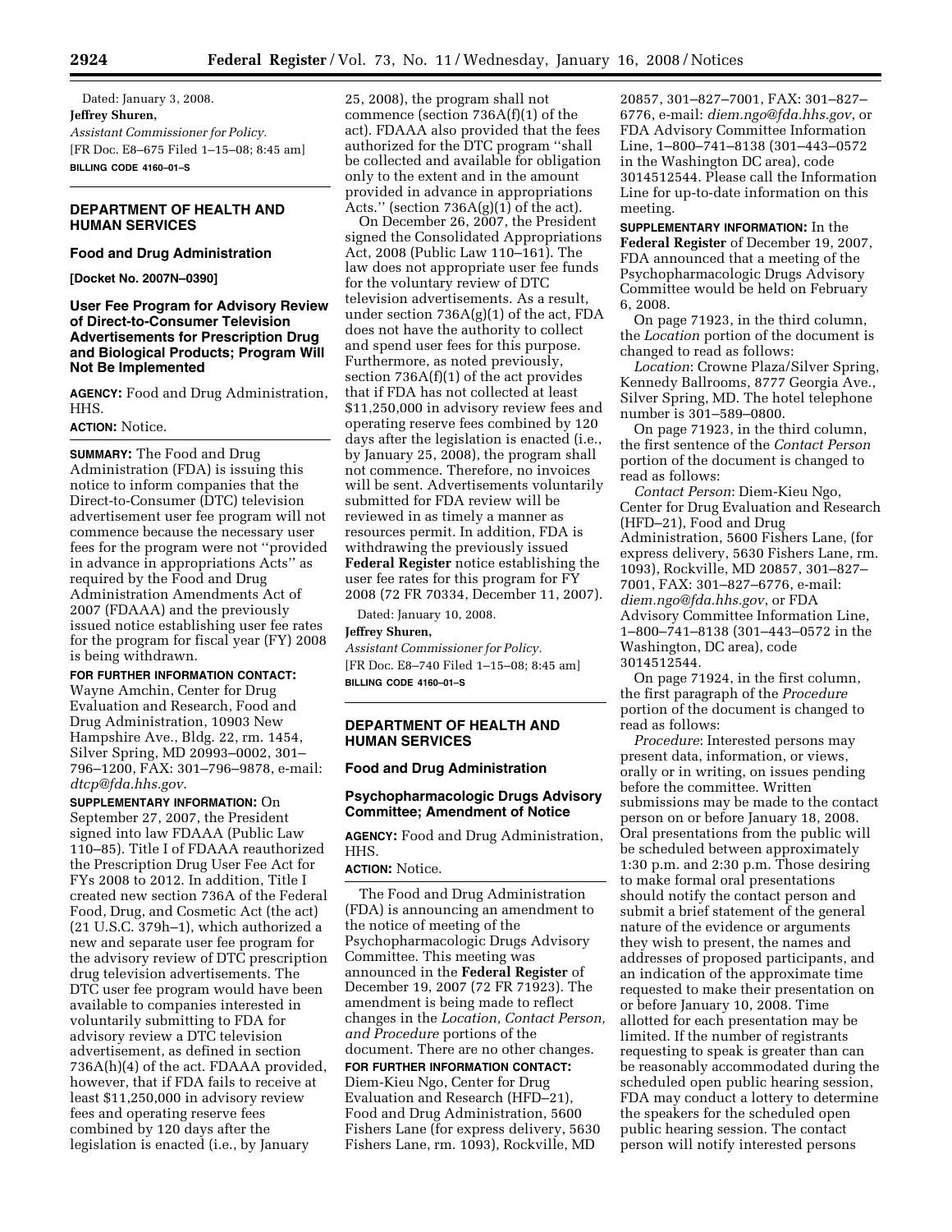Dated: January 3, 2008.

**Jeffrey Shuren,**

*Assistant Commissioner for Policy.*

[FR Doc. E8–675 Filed 1–15–08; 8:45 am]

**BILLING CODE 4160–01–S**

## DEPARTMENT OF HEALTH AND HUMAN SERVICES

### Food and Drug Administration

**[Docket No. 2007N–0390]**

### User Fee Program for Advisory Review of Direct-to-Consumer Television Advertisements for Prescription Drug and Biological Products; Program Will Not Be Implemented

**AGENCY:** Food and Drug Administration, HHS.

**ACTION:** Notice.

**SUMMARY:** The Food and Drug Administration (FDA) is issuing this notice to inform companies that the Direct-to-Consumer (DTC) television advertisement user fee program will not commence because the necessary user fees for the program were not ''provided in advance in appropriations Acts'' as required by the Food and Drug Administration Amendments Act of 2007 (FDAAA) and the previously issued notice establishing user fee rates for the program for fiscal year (FY) 2008 is being withdrawn.

**FOR FURTHER INFORMATION CONTACT:** Wayne Amchin, Center for Drug Evaluation and Research, Food and Drug Administration, 10903 New Hampshire Ave., Bldg. 22, rm. 1454, Silver Spring, MD 20993–0002, 301–796–1200, FAX: 301–796–9878, e-mail: *dtcp@fda.hhs.gov*.

**SUPPLEMENTARY INFORMATION:** On September 27, 2007, the President signed into law FDAAA (Public Law 110–85). Title I of FDAAA reauthorized the Prescription Drug User Fee Act for FYs 2008 to 2012. In addition, Title I created new section 736A of the Federal Food, Drug, and Cosmetic Act (the act) (21 U.S.C. 379h–1), which authorized a new and separate user fee program for the advisory review of DTC prescription drug television advertisements. The DTC user fee program would have been available to companies interested in voluntarily submitting to FDA for advisory review a DTC television advertisement, as defined in section 736A(h)(4) of the act. FDAAA provided, however, that if FDA fails to receive at least $11,250,000 in advisory review fees and operating reserve fees combined by 120 days after the legislation is enacted (i.e., by January 25, 2008), the program shall not commence (section 736A(f)(1) of the act). FDAAA also provided that the fees authorized for the DTC program ''shall be collected and available for obligation only to the extent and in the amount provided in advance in appropriations Acts.'' (section 736A(g)(1) of the act).

On December 26, 2007, the President signed the Consolidated Appropriations Act, 2008 (Public Law 110–161). The law does not appropriate user fee funds for the voluntary review of DTC television advertisements. As a result, under section 736A(g)(1) of the act, FDA does not have the authority to collect and spend user fees for this purpose. Furthermore, as noted previously, section 736A(f)(1) of the act provides that if FDA has not collected at least $11,250,000 in advisory review fees and operating reserve fees combined by 120 days after the legislation is enacted (i.e., by January 25, 2008), the program shall not commence. Therefore, no invoices will be sent. Advertisements voluntarily submitted for FDA review will be reviewed in as timely a manner as resources permit. In addition, FDA is withdrawing the previously issued **Federal Register** notice establishing the user fee rates for this program for FY 2008 (72 FR 70334, December 11, 2007).

Dated: January 10, 2008.

**Jeffrey Shuren,**

*Assistant Commissioner for Policy.*

[FR Doc. E8–740 Filed 1–15–08; 8:45 am]

**BILLING CODE 4160–01–S**

## DEPARTMENT OF HEALTH AND HUMAN SERVICES

### Food and Drug Administration

### Psychopharmacologic Drugs Advisory Committee; Amendment of Notice

**AGENCY:** Food and Drug Administration, HHS.

**ACTION:** Notice.

The Food and Drug Administration (FDA) is announcing an amendment to the notice of meeting of the Psychopharmacologic Drugs Advisory Committee. This meeting was announced in the **Federal Register** of December 19, 2007 (72 FR 71923). The amendment is being made to reflect changes in the *Location, Contact Person, and Procedure* portions of the document. There are no other changes.

**FOR FURTHER INFORMATION CONTACT:** Diem-Kieu Ngo, Center for Drug Evaluation and Research (HFD–21), Food and Drug Administration, 5600 Fishers Lane (for express delivery, 5630 Fishers Lane, rm. 1093), Rockville, MD 20857, 301–827–7001, FAX: 301–827–6776, e-mail: *diem.ngo@fda.hhs.gov*, or FDA Advisory Committee Information Line, 1–800–741–8138 (301–443–0572 in the Washington DC area), code 3014512544. Please call the Information Line for up-to-date information on this meeting.

**SUPPLEMENTARY INFORMATION:** In the **Federal Register** of December 19, 2007, FDA announced that a meeting of the Psychopharmacologic Drugs Advisory Committee would be held on February 6, 2008.

On page 71923, in the third column, the *Location* portion of the document is changed to read as follows:

*Location*: Crowne Plaza/Silver Spring, Kennedy Ballrooms, 8777 Georgia Ave., Silver Spring, MD. The hotel telephone number is 301–589–0800.

On page 71923, in the third column, the first sentence of the *Contact Person* portion of the document is changed to read as follows:

*Contact Person*: Diem-Kieu Ngo, Center for Drug Evaluation and Research (HFD–21), Food and Drug Administration, 5600 Fishers Lane, (for express delivery, 5630 Fishers Lane, rm. 1093), Rockville, MD 20857, 301–827–7001, FAX: 301–827–6776, e-mail: *diem.ngo@fda.hhs.gov*, or FDA Advisory Committee Information Line, 1–800–741–8138 (301–443–0572 in the Washington, DC area), code 3014512544.

On page 71924, in the first column, the first paragraph of the *Procedure* portion of the document is changed to read as follows:

*Procedure*: Interested persons may present data, information, or views, orally or in writing, on issues pending before the committee. Written submissions may be made to the contact person on or before January 18, 2008. Oral presentations from the public will be scheduled between approximately 1:30 p.m. and 2:30 p.m. Those desiring to make formal oral presentations should notify the contact person and submit a brief statement of the general nature of the evidence or arguments they wish to present, the names and addresses of proposed participants, and an indication of the approximate time requested to make their presentation on or before January 10, 2008. Time allotted for each presentation may be limited. If the number of registrants requesting to speak is greater than can be reasonably accommodated during the scheduled open public hearing session, FDA may conduct a lottery to determine the speakers for the scheduled open public hearing session. The contact person will notify interested persons